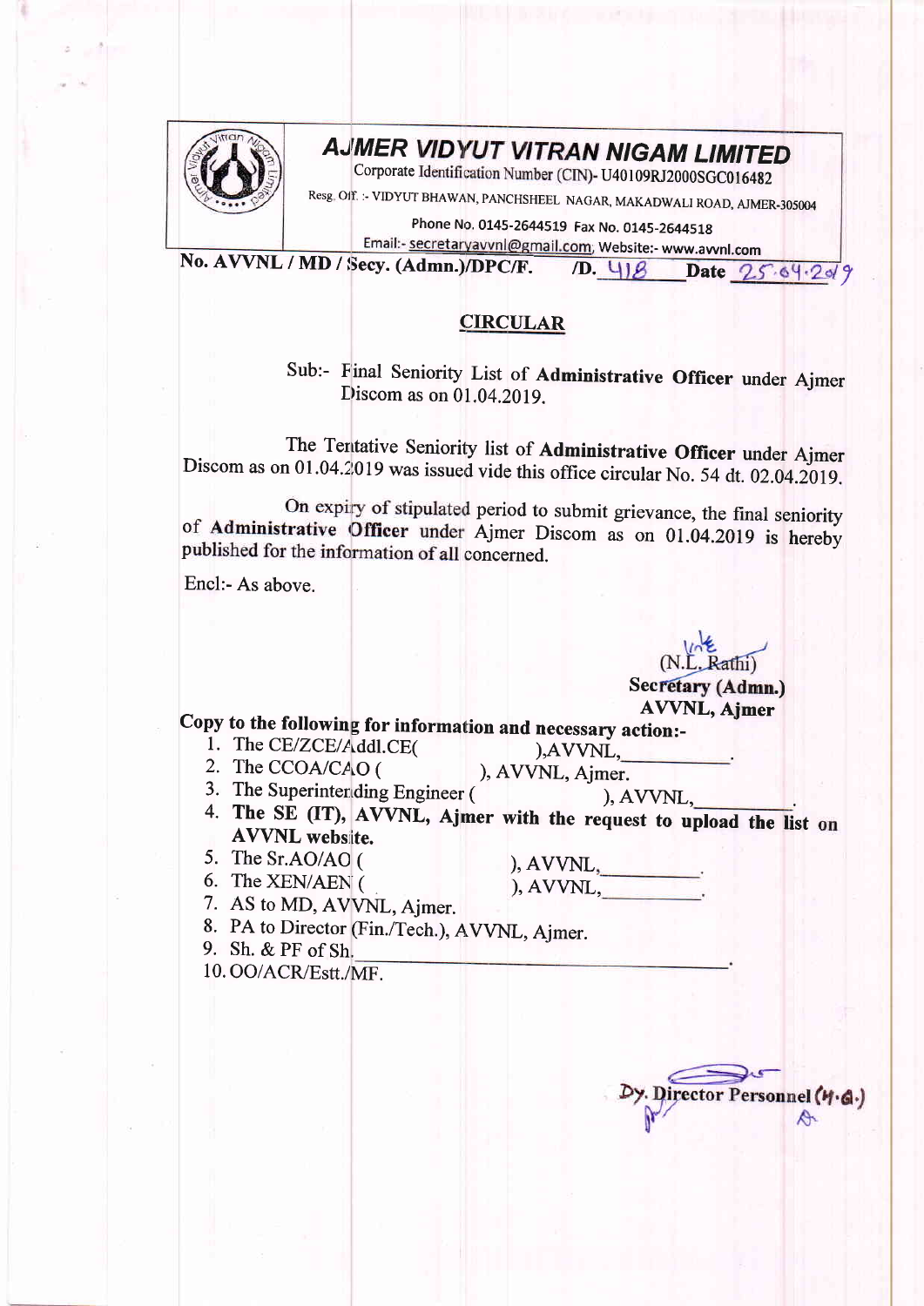# AJMER VIDYUT VITRAN NIGAM LIMITED

Corporate Identification Number (CIN)- U40109RJ2000SGC016482

Resg. Off. :- VIDYUT BHAWAN, PANCHSHEEL NAGAR, MAKADWALI ROAD, AJMER-305004

Phone No. 0145-2644519 Fax No. 0145-2644518

Email:- secretaryavvnl@gmail.com, Website:- www.avvnl.com

**No. AVVNL / MD / Secy. (Admn.)/DPC/F. /D.** 418 **Date** 25.04.2019

## CIRCULAR

Sub:- Final Seniority List of **Administrative Officer** under Ajmer Discom as on 01.04.2019.

The Tentative Seniority list of **Administrative Officer** under Ajmer Discom as on 01.04.2019 was issued vide this office circular No. 54 dt. 02.04.2019.

On expiry of stipulated period to submit grievance, the final seniority of **Administrative Officer** under Ajmer Discom as on 01.04.2019 is hereby published for the information of all concerned.

Encl:- As above.

(N.L. Rathi)
**Secretary (Admn.)**
**AVVNL, Ajmer**

**Copy to the following for information and necessary action:-**

1. The CE/ZCE/Addl.CE( ),AVVNL,\_\_\_\_\_\_\_\_\_\_.
2. The CCOA/CAO ( ), AVVNL, Ajmer.
3. The Superintending Engineer ( ), AVVNL,\_\_\_\_\_\_\_\_\_\_.
4. **The SE (IT), AVVNL, Ajmer with the request to upload the list on AVVNL website.**
5. The Sr.AO/AO ( ), AVVNL,\_\_\_\_\_\_\_\_\_\_.
6. The XEN/AEN ( ), AVVNL,\_\_\_\_\_\_\_\_\_\_.
7. AS to MD, AVVNL, Ajmer.
8. PA to Director (Fin./Tech.), AVVNL, Ajmer.
9. Sh. & PF of Sh.\_\_\_\_\_\_\_\_\_\_\_\_\_\_\_\_\_\_\_\_\_\_\_\_\_\_\_\_\_\_.
10. OO/ACR/Estt./MF.

**Dy. Director Personnel (H.Q.)**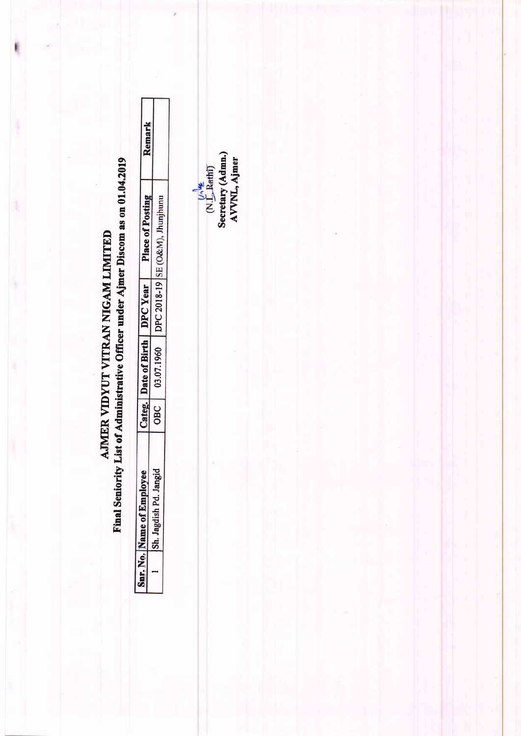# AJMER VIDYUT VITRAN NIGAM LIMITED

## Final Seniority List of Administrative Officer under Ajmer Discom as on 01.04.2019

| Snr. No. | Name of Employee | Categ. | Date of Birth | DPC Year | Place of Posting | Remark |
|---|---|---|---|---|---|---|
| 1 | Sh. Jagdish Pd. Jangid | OBC | 03.07.1960 | DPC 2018-19 | SE (O&M), Jhunjhunu | |

(N.L. Rathi)
Secretary (Admn.)
AVVNL, Ajmer